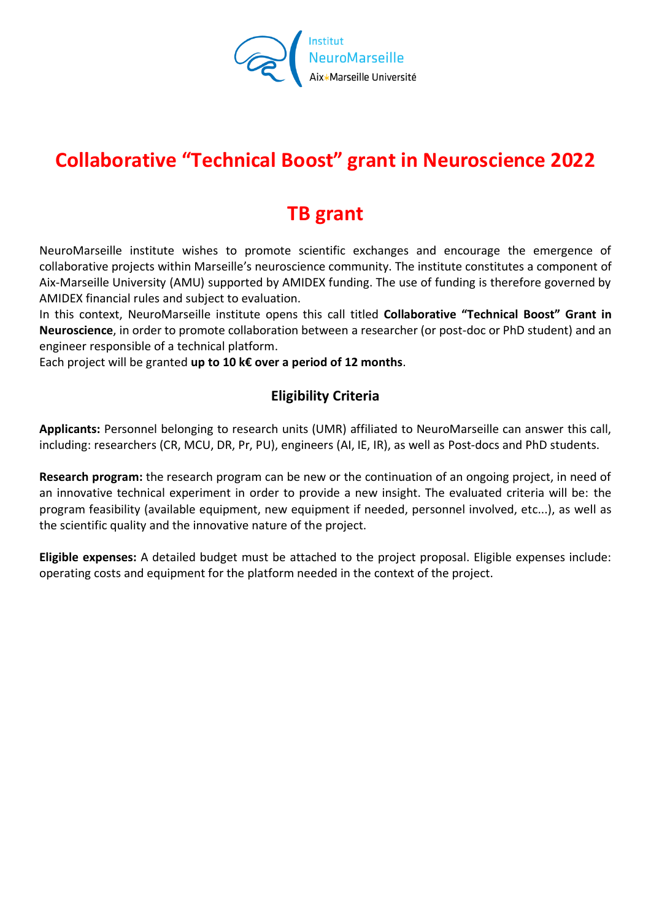Institut
NeuroMarseille
Aix-Marseille Université

# Collaborative “Technical Boost” grant in Neuroscience 2022

# TB grant

NeuroMarseille institute wishes to promote scientific exchanges and encourage the emergence of collaborative projects within Marseille’s neuroscience community. The institute constitutes a component of Aix-Marseille University (AMU) supported by AMIDEX funding. The use of funding is therefore governed by AMIDEX financial rules and subject to evaluation.
In this context, NeuroMarseille institute opens this call titled **Collaborative “Technical Boost” Grant in Neuroscience**, in order to promote collaboration between a researcher (or post-doc or PhD student) and an engineer responsible of a technical platform.
Each project will be granted **up to 10 k€ over a period of 12 months**.

## Eligibility Criteria

**Applicants:** Personnel belonging to research units (UMR) affiliated to NeuroMarseille can answer this call, including: researchers (CR, MCU, DR, Pr, PU), engineers (AI, IE, IR), as well as Post-docs and PhD students.

**Research program:** the research program can be new or the continuation of an ongoing project, in need of an innovative technical experiment in order to provide a new insight. The evaluated criteria will be: the program feasibility (available equipment, new equipment if needed, personnel involved, etc...), as well as the scientific quality and the innovative nature of the project.

**Eligible expenses:** A detailed budget must be attached to the project proposal. Eligible expenses include: operating costs and equipment for the platform needed in the context of the project.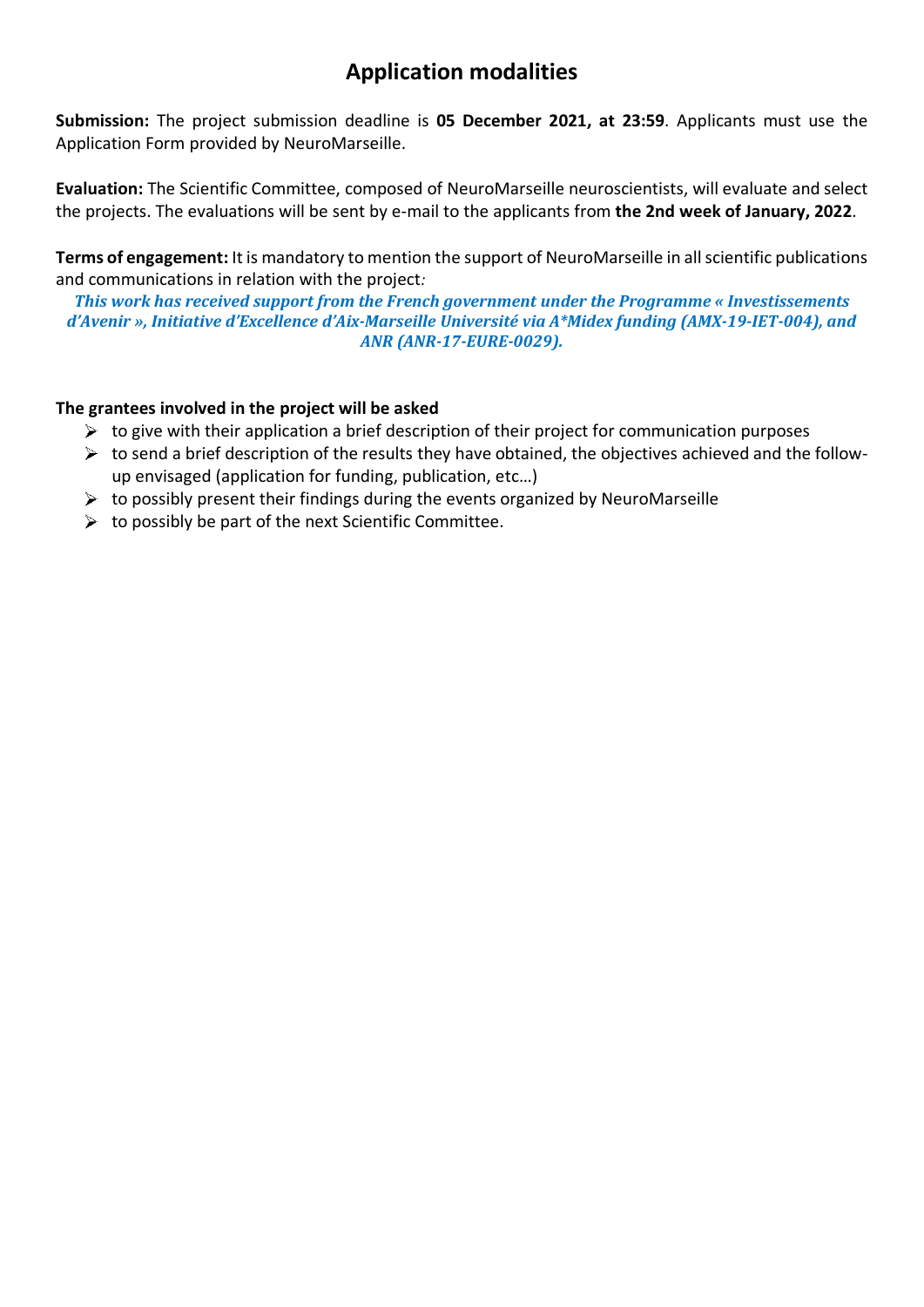# Application modalities

**Submission:** The project submission deadline is **05 December 2021, at 23:59**. Applicants must use the Application Form provided by NeuroMarseille.

**Evaluation:** The Scientific Committee, composed of NeuroMarseille neuroscientists, will evaluate and select the projects. The evaluations will be sent by e-mail to the applicants from **the 2nd week of January, 2022**.

**Terms of engagement:** It is mandatory to mention the support of NeuroMarseille in all scientific publications and communications in relation with the project*:*

***This work has received support from the French government under the Programme « Investissements d'Avenir », Initiative d'Excellence d'Aix-Marseille Université via A*Midex funding (AMX-19-IET-004), and ANR (ANR-17-EURE-0029).***

**The grantees involved in the project will be asked**

- to give with their application a brief description of their project for communication purposes
- to send a brief description of the results they have obtained, the objectives achieved and the follow-up envisaged (application for funding, publication, etc…)
- to possibly present their findings during the events organized by NeuroMarseille
- to possibly be part of the next Scientific Committee.